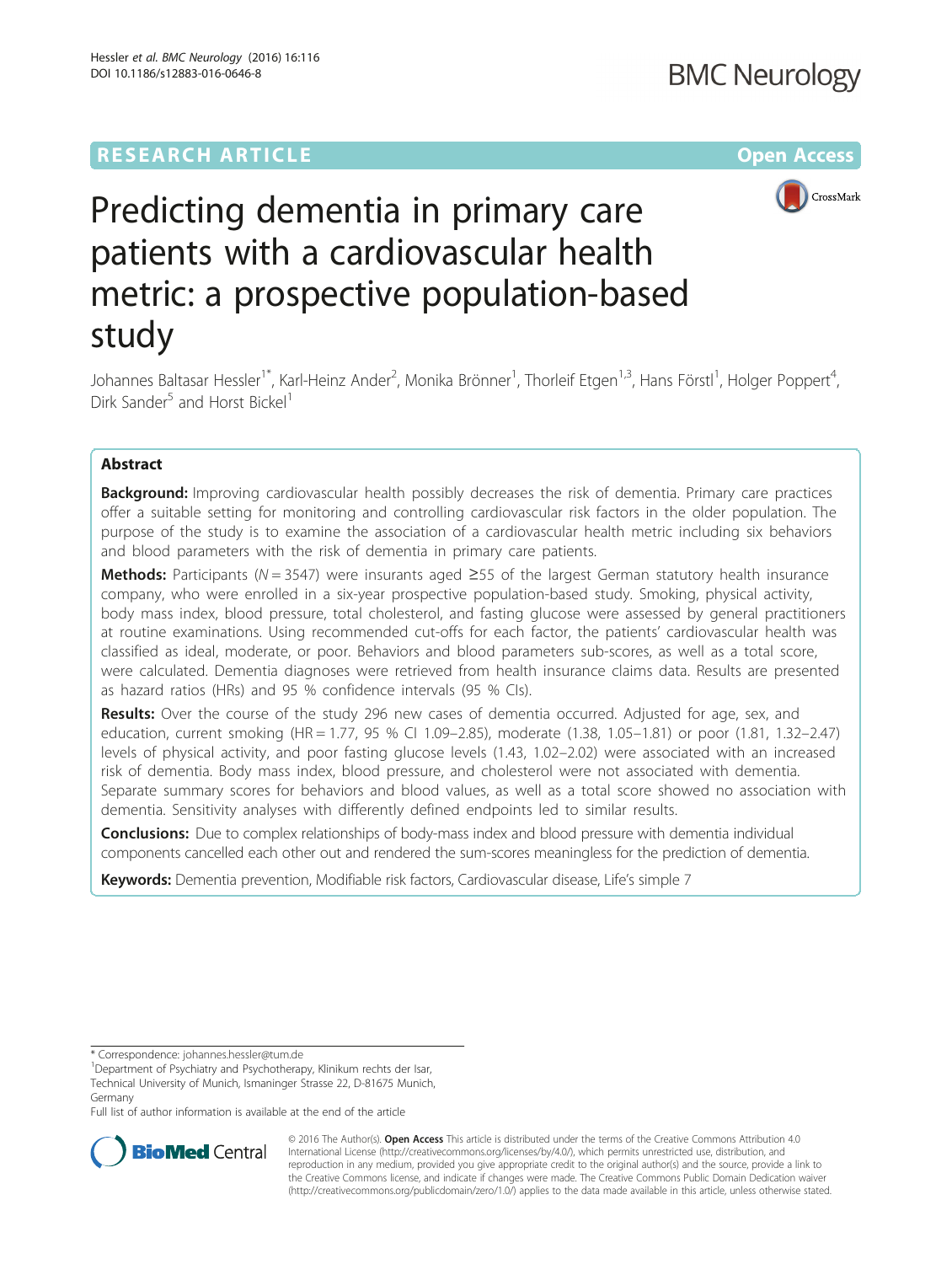RESEARCH ARTICLE

Open Access

# Predicting dementia in primary care patients with a cardiovascular health metric: a prospective population-based study

Johannes Baltasar Hessler[1*], Karl-Heinz Ander[2], Monika Brönner[1], Thorleif Etgen[1,3], Hans Förstl[1], Holger Poppert[4], Dirk Sander[5] and Horst Bickel[1]

## Abstract

**Background:** Improving cardiovascular health possibly decreases the risk of dementia. Primary care practices offer a suitable setting for monitoring and controlling cardiovascular risk factors in the older population. The purpose of the study is to examine the association of a cardiovascular health metric including six behaviors and blood parameters with the risk of dementia in primary care patients.

**Methods:** Participants (N = 3547) were insurants aged ≥55 of the largest German statutory health insurance company, who were enrolled in a six-year prospective population-based study. Smoking, physical activity, body mass index, blood pressure, total cholesterol, and fasting glucose were assessed by general practitioners at routine examinations. Using recommended cut-offs for each factor, the patients' cardiovascular health was classified as ideal, moderate, or poor. Behaviors and blood parameters sub-scores, as well as a total score, were calculated. Dementia diagnoses were retrieved from health insurance claims data. Results are presented as hazard ratios (HRs) and 95 % confidence intervals (95 % CIs).

**Results:** Over the course of the study 296 new cases of dementia occurred. Adjusted for age, sex, and education, current smoking (HR = 1.77, 95 % CI 1.09–2.85), moderate (1.38, 1.05–1.81) or poor (1.81, 1.32–2.47) levels of physical activity, and poor fasting glucose levels (1.43, 1.02–2.02) were associated with an increased risk of dementia. Body mass index, blood pressure, and cholesterol were not associated with dementia. Separate summary scores for behaviors and blood values, as well as a total score showed no association with dementia. Sensitivity analyses with differently defined endpoints led to similar results.

**Conclusions:** Due to complex relationships of body-mass index and blood pressure with dementia individual components cancelled each other out and rendered the sum-scores meaningless for the prediction of dementia.

**Keywords:** Dementia prevention, Modifiable risk factors, Cardiovascular disease, Life's simple 7

\* Correspondence: johannes.hessler@tum.de

[1]Department of Psychiatry and Psychotherapy, Klinikum rechts der Isar, Technical University of Munich, Ismaninger Strasse 22, D-81675 Munich, Germany

Full list of author information is available at the end of the article

© 2016 The Author(s). **Open Access** This article is distributed under the terms of the Creative Commons Attribution 4.0 International License (http://creativecommons.org/licenses/by/4.0/), which permits unrestricted use, distribution, and reproduction in any medium, provided you give appropriate credit to the original author(s) and the source, provide a link to the Creative Commons license, and indicate if changes were made. The Creative Commons Public Domain Dedication waiver (http://creativecommons.org/publicdomain/zero/1.0/) applies to the data made available in this article, unless otherwise stated.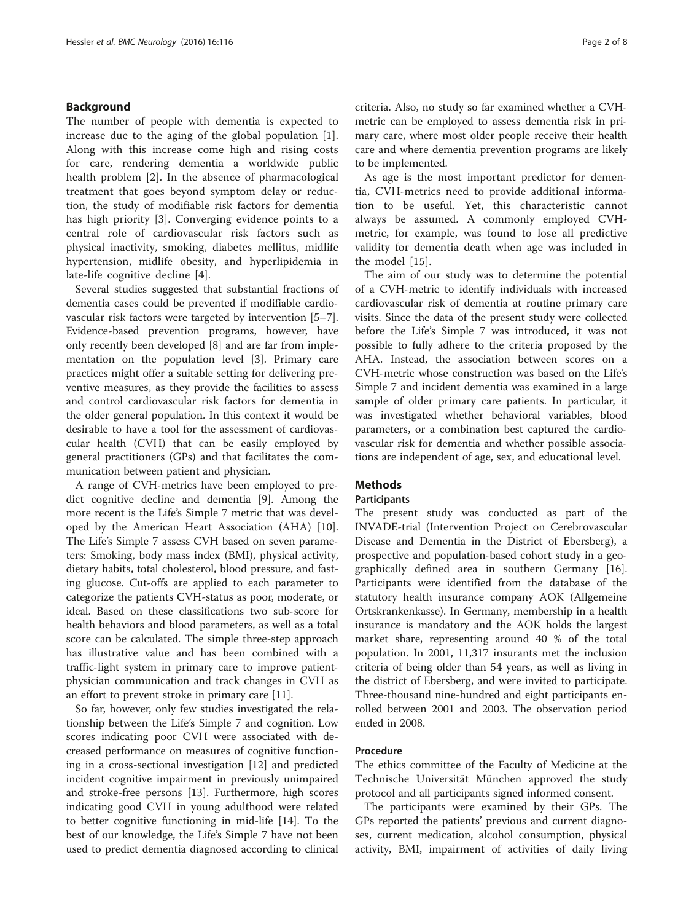## Background

The number of people with dementia is expected to increase due to the aging of the global population [1]. Along with this increase come high and rising costs for care, rendering dementia a worldwide public health problem [2]. In the absence of pharmacological treatment that goes beyond symptom delay or reduction, the study of modifiable risk factors for dementia has high priority [3]. Converging evidence points to a central role of cardiovascular risk factors such as physical inactivity, smoking, diabetes mellitus, midlife hypertension, midlife obesity, and hyperlipidemia in late-life cognitive decline [4].

Several studies suggested that substantial fractions of dementia cases could be prevented if modifiable cardiovascular risk factors were targeted by intervention [5–7]. Evidence-based prevention programs, however, have only recently been developed [8] and are far from implementation on the population level [3]. Primary care practices might offer a suitable setting for delivering preventive measures, as they provide the facilities to assess and control cardiovascular risk factors for dementia in the older general population. In this context it would be desirable to have a tool for the assessment of cardiovascular health (CVH) that can be easily employed by general practitioners (GPs) and that facilitates the communication between patient and physician.

A range of CVH-metrics have been employed to predict cognitive decline and dementia [9]. Among the more recent is the Life's Simple 7 metric that was developed by the American Heart Association (AHA) [10]. The Life's Simple 7 assess CVH based on seven parameters: Smoking, body mass index (BMI), physical activity, dietary habits, total cholesterol, blood pressure, and fasting glucose. Cut-offs are applied to each parameter to categorize the patients CVH-status as poor, moderate, or ideal. Based on these classifications two sub-score for health behaviors and blood parameters, as well as a total score can be calculated. The simple three-step approach has illustrative value and has been combined with a traffic-light system in primary care to improve patient-physician communication and track changes in CVH as an effort to prevent stroke in primary care [11].

So far, however, only few studies investigated the relationship between the Life's Simple 7 and cognition. Low scores indicating poor CVH were associated with decreased performance on measures of cognitive functioning in a cross-sectional investigation [12] and predicted incident cognitive impairment in previously unimpaired and stroke-free persons [13]. Furthermore, high scores indicating good CVH in young adulthood were related to better cognitive functioning in mid-life [14]. To the best of our knowledge, the Life's Simple 7 have not been used to predict dementia diagnosed according to clinical criteria. Also, no study so far examined whether a CVH-metric can be employed to assess dementia risk in primary care, where most older people receive their health care and where dementia prevention programs are likely to be implemented.

As age is the most important predictor for dementia, CVH-metrics need to provide additional information to be useful. Yet, this characteristic cannot always be assumed. A commonly employed CVH-metric, for example, was found to lose all predictive validity for dementia death when age was included in the model [15].

The aim of our study was to determine the potential of a CVH-metric to identify individuals with increased cardiovascular risk of dementia at routine primary care visits. Since the data of the present study were collected before the Life's Simple 7 was introduced, it was not possible to fully adhere to the criteria proposed by the AHA. Instead, the association between scores on a CVH-metric whose construction was based on the Life's Simple 7 and incident dementia was examined in a large sample of older primary care patients. In particular, it was investigated whether behavioral variables, blood parameters, or a combination best captured the cardiovascular risk for dementia and whether possible associations are independent of age, sex, and educational level.

## Methods

### Participants

The present study was conducted as part of the INVADE-trial (Intervention Project on Cerebrovascular Disease and Dementia in the District of Ebersberg), a prospective and population-based cohort study in a geographically defined area in southern Germany [16]. Participants were identified from the database of the statutory health insurance company AOK (Allgemeine Ortskrankenkasse). In Germany, membership in a health insurance is mandatory and the AOK holds the largest market share, representing around 40 % of the total population. In 2001, 11,317 insurants met the inclusion criteria of being older than 54 years, as well as living in the district of Ebersberg, and were invited to participate. Three-thousand nine-hundred and eight participants enrolled between 2001 and 2003. The observation period ended in 2008.

### Procedure

The ethics committee of the Faculty of Medicine at the Technische Universität München approved the study protocol and all participants signed informed consent.

The participants were examined by their GPs. The GPs reported the patients' previous and current diagnoses, current medication, alcohol consumption, physical activity, BMI, impairment of activities of daily living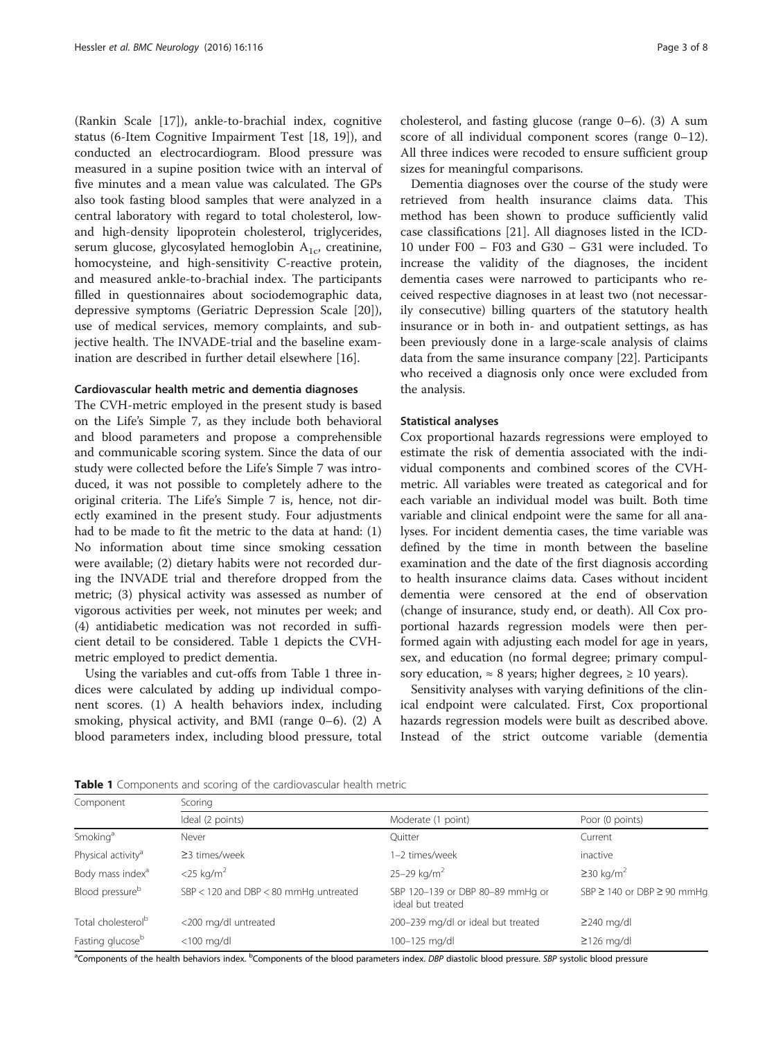(Rankin Scale [17]), ankle-to-brachial index, cognitive status (6-Item Cognitive Impairment Test [18, 19]), and conducted an electrocardiogram. Blood pressure was measured in a supine position twice with an interval of five minutes and a mean value was calculated. The GPs also took fasting blood samples that were analyzed in a central laboratory with regard to total cholesterol, low- and high-density lipoprotein cholesterol, triglycerides, serum glucose, glycosylated hemoglobin $A_{1c}$, creatinine, homocysteine, and high-sensitivity C-reactive protein, and measured ankle-to-brachial index. The participants filled in questionnaires about sociodemographic data, depressive symptoms (Geriatric Depression Scale [20]), use of medical services, memory complaints, and subjective health. The INVADE-trial and the baseline examination are described in further detail elsewhere [16].

### Cardiovascular health metric and dementia diagnoses

The CVH-metric employed in the present study is based on the Life's Simple 7, as they include both behavioral and blood parameters and propose a comprehensible and communicable scoring system. Since the data of our study were collected before the Life's Simple 7 was introduced, it was not possible to completely adhere to the original criteria. The Life's Simple 7 is, hence, not directly examined in the present study. Four adjustments had to be made to fit the metric to the data at hand: (1) No information about time since smoking cessation were available; (2) dietary habits were not recorded during the INVADE trial and therefore dropped from the metric; (3) physical activity was assessed as number of vigorous activities per week, not minutes per week; and (4) antidiabetic medication was not recorded in sufficient detail to be considered. Table 1 depicts the CVH-metric employed to predict dementia.

Using the variables and cut-offs from Table 1 three indices were calculated by adding up individual component scores. (1) A health behaviors index, including smoking, physical activity, and BMI (range 0–6). (2) A blood parameters index, including blood pressure, total cholesterol, and fasting glucose (range 0–6). (3) A sum score of all individual component scores (range 0–12). All three indices were recoded to ensure sufficient group sizes for meaningful comparisons.

Dementia diagnoses over the course of the study were retrieved from health insurance claims data. This method has been shown to produce sufficiently valid case classifications [21]. All diagnoses listed in the ICD-10 under F00 – F03 and G30 – G31 were included. To increase the validity of the diagnoses, the incident dementia cases were narrowed to participants who received respective diagnoses in at least two (not necessarily consecutive) billing quarters of the statutory health insurance or in both in- and outpatient settings, as has been previously done in a large-scale analysis of claims data from the same insurance company [22]. Participants who received a diagnosis only once were excluded from the analysis.

### Statistical analyses

Cox proportional hazards regressions were employed to estimate the risk of dementia associated with the individual components and combined scores of the CVH-metric. All variables were treated as categorical and for each variable an individual model was built. Both time variable and clinical endpoint were the same for all analyses. For incident dementia cases, the time variable was defined by the time in month between the baseline examination and the date of the first diagnosis according to health insurance claims data. Cases without incident dementia were censored at the end of observation (change of insurance, study end, or death). All Cox proportional hazards regression models were then performed again with adjusting each model for age in years, sex, and education (no formal degree; primary compulsory education, ≈ 8 years; higher degrees, ≥ 10 years).

Sensitivity analyses with varying definitions of the clinical endpoint were calculated. First, Cox proportional hazards regression models were built as described above. Instead of the strict outcome variable (dementia

**Table 1** Components and scoring of the cardiovascular health metric

| Component | Scoring | | |
|---|---|---|---|
| | Ideal (2 points) | Moderate (1 point) | Poor (0 points) |
| Smoking[a] | Never | Quitter | Current |
| Physical activity[a] | ≥3 times/week | 1–2 times/week | inactive |
| Body mass index[a] | <25 kg/m$^2$ | 25–29 kg/m$^2$ | ≥30 kg/m$^2$ |
| Blood pressure[b] | SBP < 120 and DBP < 80 mmHg untreated | SBP 120–139 or DBP 80–89 mmHg or ideal but treated | SBP ≥ 140 or DBP ≥ 90 mmHg |
| Total cholesterol[b] | <200 mg/dl untreated | 200–239 mg/dl or ideal but treated | ≥240 mg/dl |
| Fasting glucose[b] | <100 mg/dl | 100–125 mg/dl | ≥126 mg/dl |

[a]Components of the health behaviors index. [b]Components of the blood parameters index. *DBP* diastolic blood pressure. *SBP* systolic blood pressure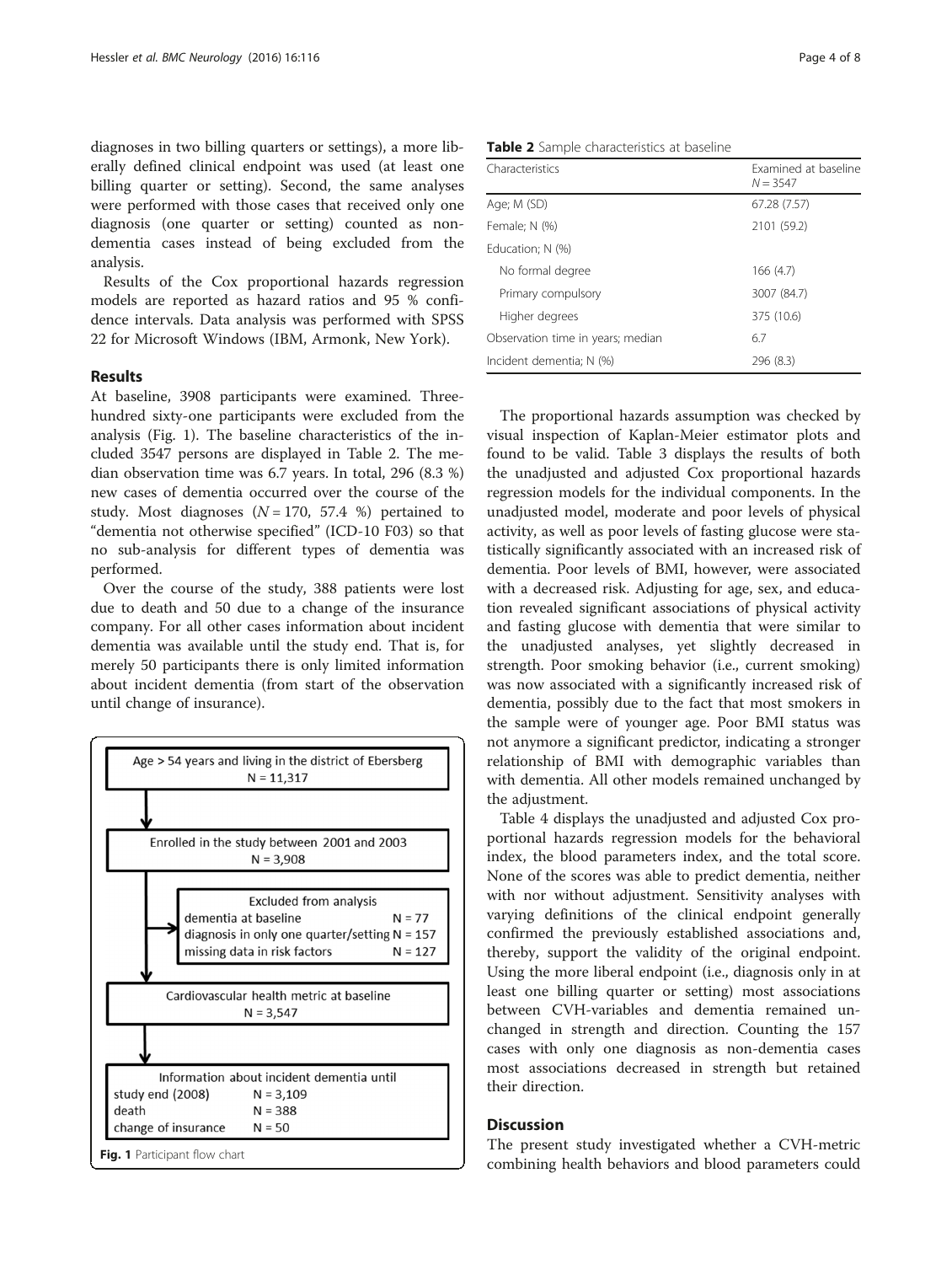diagnoses in two billing quarters or settings), a more liberally defined clinical endpoint was used (at least one billing quarter or setting). Second, the same analyses were performed with those cases that received only one diagnosis (one quarter or setting) counted as non-dementia cases instead of being excluded from the analysis.

Results of the Cox proportional hazards regression models are reported as hazard ratios and 95 % confidence intervals. Data analysis was performed with SPSS 22 for Microsoft Windows (IBM, Armonk, New York).

## Results

At baseline, 3908 participants were examined. Three-hundred sixty-one participants were excluded from the analysis (Fig. 1). The baseline characteristics of the included 3547 persons are displayed in Table 2. The median observation time was 6.7 years. In total, 296 (8.3 %) new cases of dementia occurred over the course of the study. Most diagnoses ($N = 170$, 57.4 %) pertained to "dementia not otherwise specified" (ICD-10 F03) so that no sub-analysis for different types of dementia was performed.

Over the course of the study, 388 patients were lost due to death and 50 due to a change of the insurance company. For all other cases information about incident dementia was available until the study end. That is, for merely 50 participants there is only limited information about incident dementia (from start of the observation until change of insurance).

Age > 54 years and living in the district of Ebersberg
N = 11,317

Enrolled in the study between 2001 and 2003
N = 3,908

Excluded from analysis
dementia at baseline N = 77
diagnosis in only one quarter/setting N = 157
missing data in risk factors N = 127

Cardiovascular health metric at baseline
N = 3,547

Information about incident dementia until
study end (2008) N = 3,109
death N = 388
change of insurance N = 50

**Fig. 1** Participant flow chart

**Table 2** Sample characteristics at baseline

| Characteristics | Examined at baseline $N = 3547$ |
|---|---|
| Age; M (SD) | 67.28 (7.57) |
| Female; N (%) | 2101 (59.2) |
| Education; N (%) | |
| No formal degree | 166 (4.7) |
| Primary compulsory | 3007 (84.7) |
| Higher degrees | 375 (10.6) |
| Observation time in years; median | 6.7 |
| Incident dementia; N (%) | 296 (8.3) |

The proportional hazards assumption was checked by visual inspection of Kaplan-Meier estimator plots and found to be valid. Table 3 displays the results of both the unadjusted and adjusted Cox proportional hazards regression models for the individual components. In the unadjusted model, moderate and poor levels of physical activity, as well as poor levels of fasting glucose were statistically significantly associated with an increased risk of dementia. Poor levels of BMI, however, were associated with a decreased risk. Adjusting for age, sex, and education revealed significant associations of physical activity and fasting glucose with dementia that were similar to the unadjusted analyses, yet slightly decreased in strength. Poor smoking behavior (i.e., current smoking) was now associated with a significantly increased risk of dementia, possibly due to the fact that most smokers in the sample were of younger age. Poor BMI status was not anymore a significant predictor, indicating a stronger relationship of BMI with demographic variables than with dementia. All other models remained unchanged by the adjustment.

Table 4 displays the unadjusted and adjusted Cox proportional hazards regression models for the behavioral index, the blood parameters index, and the total score. None of the scores was able to predict dementia, neither with nor without adjustment. Sensitivity analyses with varying definitions of the clinical endpoint generally confirmed the previously established associations and, thereby, support the validity of the original endpoint. Using the more liberal endpoint (i.e., diagnosis only in at least one billing quarter or setting) most associations between CVH-variables and dementia remained unchanged in strength and direction. Counting the 157 cases with only one diagnosis as non-dementia cases most associations decreased in strength but retained their direction.

## Discussion

The present study investigated whether a CVH-metric combining health behaviors and blood parameters could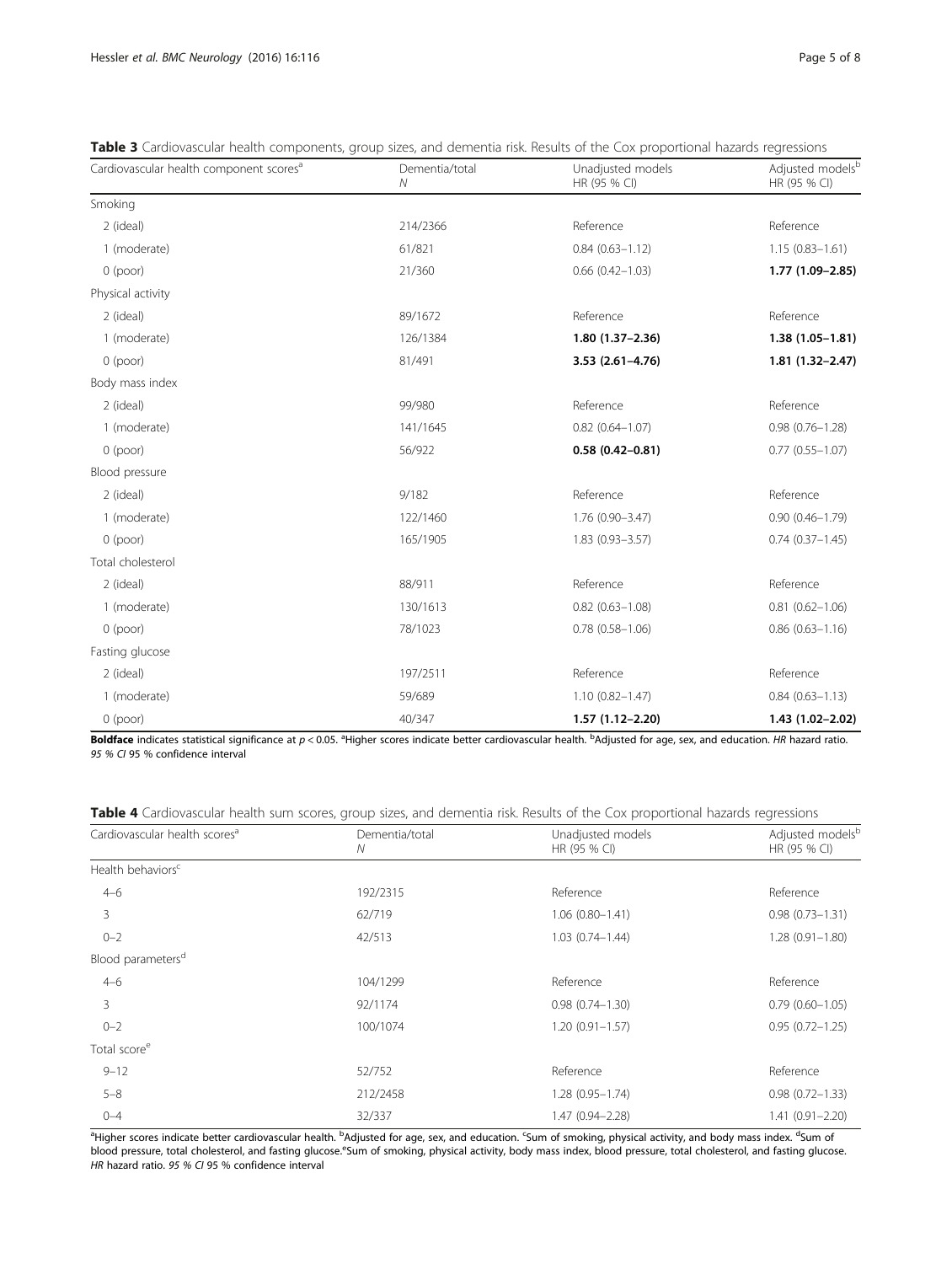**Table 3** Cardiovascular health components, group sizes, and dementia risk. Results of the Cox proportional hazards regressions

| Cardiovascular health component scores[a] | Dementia/total *N* | Unadjusted models HR (95 % CI) | Adjusted models[b] HR (95 % CI) |
|---|---|---|---|
| Smoking | | | |
| 2 (ideal) | 214/2366 | Reference | Reference |
| 1 (moderate) | 61/821 | 0.84 (0.63–1.12) | 1.15 (0.83–1.61) |
| 0 (poor) | 21/360 | 0.66 (0.42–1.03) | **1.77 (1.09–2.85)** |
| Physical activity | | | |
| 2 (ideal) | 89/1672 | Reference | Reference |
| 1 (moderate) | 126/1384 | **1.80 (1.37–2.36)** | **1.38 (1.05–1.81)** |
| 0 (poor) | 81/491 | **3.53 (2.61–4.76)** | **1.81 (1.32–2.47)** |
| Body mass index | | | |
| 2 (ideal) | 99/980 | Reference | Reference |
| 1 (moderate) | 141/1645 | 0.82 (0.64–1.07) | 0.98 (0.76–1.28) |
| 0 (poor) | 56/922 | **0.58 (0.42–0.81)** | 0.77 (0.55–1.07) |
| Blood pressure | | | |
| 2 (ideal) | 9/182 | Reference | Reference |
| 1 (moderate) | 122/1460 | 1.76 (0.90–3.47) | 0.90 (0.46–1.79) |
| 0 (poor) | 165/1905 | 1.83 (0.93–3.57) | 0.74 (0.37–1.45) |
| Total cholesterol | | | |
| 2 (ideal) | 88/911 | Reference | Reference |
| 1 (moderate) | 130/1613 | 0.82 (0.63–1.08) | 0.81 (0.62–1.06) |
| 0 (poor) | 78/1023 | 0.78 (0.58–1.06) | 0.86 (0.63–1.16) |
| Fasting glucose | | | |
| 2 (ideal) | 197/2511 | Reference | Reference |
| 1 (moderate) | 59/689 | 1.10 (0.82–1.47) | 0.84 (0.63–1.13) |
| 0 (poor) | 40/347 | **1.57 (1.12–2.20)** | **1.43 (1.02–2.02)** |

**Boldface** indicates statistical significance at $p < 0.05$. [a]Higher scores indicate better cardiovascular health. [b]Adjusted for age, sex, and education. *HR* hazard ratio. *95 % CI* 95 % confidence interval

**Table 4** Cardiovascular health sum scores, group sizes, and dementia risk. Results of the Cox proportional hazards regressions

| Cardiovascular health scores[a] | Dementia/total *N* | Unadjusted models HR (95 % CI) | Adjusted models[b] HR (95 % CI) |
|---|---|---|---|
| Health behaviors[c] | | | |
| 4–6 | 192/2315 | Reference | Reference |
| 3 | 62/719 | 1.06 (0.80–1.41) | 0.98 (0.73–1.31) |
| 0–2 | 42/513 | 1.03 (0.74–1.44) | 1.28 (0.91–1.80) |
| Blood parameters[d] | | | |
| 4–6 | 104/1299 | Reference | Reference |
| 3 | 92/1174 | 0.98 (0.74–1.30) | 0.79 (0.60–1.05) |
| 0–2 | 100/1074 | 1.20 (0.91–1.57) | 0.95 (0.72–1.25) |
| Total score[e] | | | |
| 9–12 | 52/752 | Reference | Reference |
| 5–8 | 212/2458 | 1.28 (0.95–1.74) | 0.98 (0.72–1.33) |
| 0–4 | 32/337 | 1.47 (0.94–2.28) | 1.41 (0.91–2.20) |

[a]Higher scores indicate better cardiovascular health. [b]Adjusted for age, sex, and education. [c]Sum of smoking, physical activity, and body mass index. [d]Sum of blood pressure, total cholesterol, and fasting glucose. [e]Sum of smoking, physical activity, body mass index, blood pressure, total cholesterol, and fasting glucose. *HR* hazard ratio. *95 % CI* 95 % confidence interval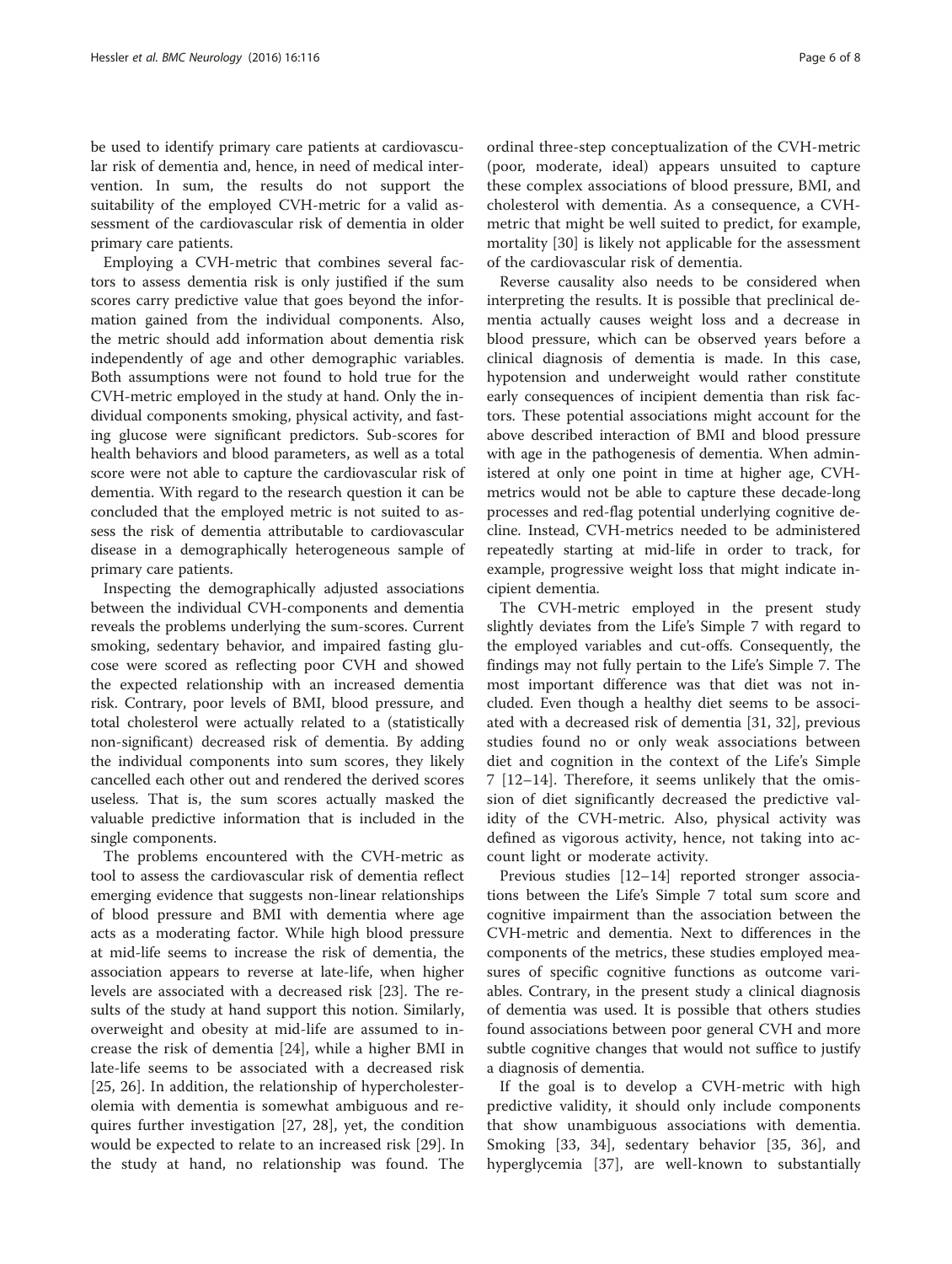be used to identify primary care patients at cardiovascular risk of dementia and, hence, in need of medical intervention. In sum, the results do not support the suitability of the employed CVH-metric for a valid assessment of the cardiovascular risk of dementia in older primary care patients.

Employing a CVH-metric that combines several factors to assess dementia risk is only justified if the sum scores carry predictive value that goes beyond the information gained from the individual components. Also, the metric should add information about dementia risk independently of age and other demographic variables. Both assumptions were not found to hold true for the CVH-metric employed in the study at hand. Only the individual components smoking, physical activity, and fasting glucose were significant predictors. Sub-scores for health behaviors and blood parameters, as well as a total score were not able to capture the cardiovascular risk of dementia. With regard to the research question it can be concluded that the employed metric is not suited to assess the risk of dementia attributable to cardiovascular disease in a demographically heterogeneous sample of primary care patients.

Inspecting the demographically adjusted associations between the individual CVH-components and dementia reveals the problems underlying the sum-scores. Current smoking, sedentary behavior, and impaired fasting glucose were scored as reflecting poor CVH and showed the expected relationship with an increased dementia risk. Contrary, poor levels of BMI, blood pressure, and total cholesterol were actually related to a (statistically non-significant) decreased risk of dementia. By adding the individual components into sum scores, they likely cancelled each other out and rendered the derived scores useless. That is, the sum scores actually masked the valuable predictive information that is included in the single components.

The problems encountered with the CVH-metric as tool to assess the cardiovascular risk of dementia reflect emerging evidence that suggests non-linear relationships of blood pressure and BMI with dementia where age acts as a moderating factor. While high blood pressure at mid-life seems to increase the risk of dementia, the association appears to reverse at late-life, when higher levels are associated with a decreased risk [23]. The results of the study at hand support this notion. Similarly, overweight and obesity at mid-life are assumed to increase the risk of dementia [24], while a higher BMI in late-life seems to be associated with a decreased risk [25, 26]. In addition, the relationship of hypercholesterolemia with dementia is somewhat ambiguous and requires further investigation [27, 28], yet, the condition would be expected to relate to an increased risk [29]. In the study at hand, no relationship was found. The ordinal three-step conceptualization of the CVH-metric (poor, moderate, ideal) appears unsuited to capture these complex associations of blood pressure, BMI, and cholesterol with dementia. As a consequence, a CVH-metric that might be well suited to predict, for example, mortality [30] is likely not applicable for the assessment of the cardiovascular risk of dementia.

Reverse causality also needs to be considered when interpreting the results. It is possible that preclinical dementia actually causes weight loss and a decrease in blood pressure, which can be observed years before a clinical diagnosis of dementia is made. In this case, hypotension and underweight would rather constitute early consequences of incipient dementia than risk factors. These potential associations might account for the above described interaction of BMI and blood pressure with age in the pathogenesis of dementia. When administered at only one point in time at higher age, CVH-metrics would not be able to capture these decade-long processes and red-flag potential underlying cognitive decline. Instead, CVH-metrics needed to be administered repeatedly starting at mid-life in order to track, for example, progressive weight loss that might indicate incipient dementia.

The CVH-metric employed in the present study slightly deviates from the Life's Simple 7 with regard to the employed variables and cut-offs. Consequently, the findings may not fully pertain to the Life's Simple 7. The most important difference was that diet was not included. Even though a healthy diet seems to be associated with a decreased risk of dementia [31, 32], previous studies found no or only weak associations between diet and cognition in the context of the Life's Simple 7 [12–14]. Therefore, it seems unlikely that the omission of diet significantly decreased the predictive validity of the CVH-metric. Also, physical activity was defined as vigorous activity, hence, not taking into account light or moderate activity.

Previous studies [12–14] reported stronger associations between the Life's Simple 7 total sum score and cognitive impairment than the association between the CVH-metric and dementia. Next to differences in the components of the metrics, these studies employed measures of specific cognitive functions as outcome variables. Contrary, in the present study a clinical diagnosis of dementia was used. It is possible that others studies found associations between poor general CVH and more subtle cognitive changes that would not suffice to justify a diagnosis of dementia.

If the goal is to develop a CVH-metric with high predictive validity, it should only include components that show unambiguous associations with dementia. Smoking [33, 34], sedentary behavior [35, 36], and hyperglycemia [37], are well-known to substantially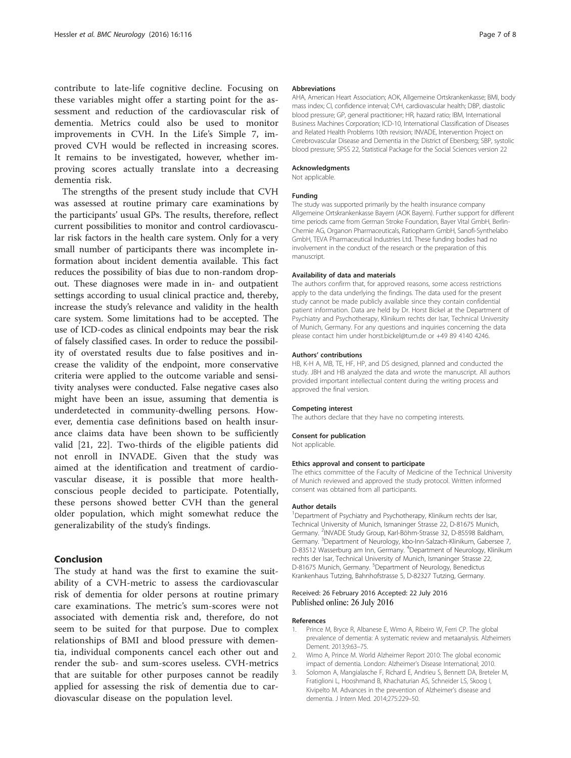contribute to late-life cognitive decline. Focusing on these variables might offer a starting point for the assessment and reduction of the cardiovascular risk of dementia. Metrics could also be used to monitor improvements in CVH. In the Life's Simple 7, improved CVH would be reflected in increasing scores. It remains to be investigated, however, whether improving scores actually translate into a decreasing dementia risk.

The strengths of the present study include that CVH was assessed at routine primary care examinations by the participants' usual GPs. The results, therefore, reflect current possibilities to monitor and control cardiovascular risk factors in the health care system. Only for a very small number of participants there was incomplete information about incident dementia available. This fact reduces the possibility of bias due to non-random dropout. These diagnoses were made in in- and outpatient settings according to usual clinical practice and, thereby, increase the study's relevance and validity in the health care system. Some limitations had to be accepted. The use of ICD-codes as clinical endpoints may bear the risk of falsely classified cases. In order to reduce the possibility of overstated results due to false positives and increase the validity of the endpoint, more conservative criteria were applied to the outcome variable and sensitivity analyses were conducted. False negative cases also might have been an issue, assuming that dementia is underdetected in community-dwelling persons. However, dementia case definitions based on health insurance claims data have been shown to be sufficiently valid [21, 22]. Two-thirds of the eligible patients did not enroll in INVADE. Given that the study was aimed at the identification and treatment of cardiovascular disease, it is possible that more health-conscious people decided to participate. Potentially, these persons showed better CVH than the general older population, which might somewhat reduce the generalizability of the study's findings.

## Conclusion

The study at hand was the first to examine the suitability of a CVH-metric to assess the cardiovascular risk of dementia for older persons at routine primary care examinations. The metric's sum-scores were not associated with dementia risk and, therefore, do not seem to be suited for that purpose. Due to complex relationships of BMI and blood pressure with dementia, individual components cancel each other out and render the sub- and sum-scores useless. CVH-metrics that are suitable for other purposes cannot be readily applied for assessing the risk of dementia due to cardiovascular disease on the population level.

#### Abbreviations

AHA, American Heart Association; AOK, Allgemeine Ortskrankenkasse; BMI, body mass index; CI, confidence interval; CVH, cardiovascular health; DBP, diastolic blood pressure; GP, general practitioner; HR, hazard ratio; IBM, International Business Machines Corporation; ICD-10, International Classification of Diseases and Related Health Problems 10th revision; INVADE, Intervention Project on Cerebrovascular Disease and Dementia in the District of Ebersberg; SBP, systolic blood pressure; SPSS 22, Statistical Package for the Social Sciences version 22

#### Acknowledgments

Not applicable.

#### Funding

The study was supported primarily by the health insurance company Allgemeine Ortskrankenkasse Bayern (AOK Bayern). Further support for different time periods came from German Stroke Foundation, Bayer Vital GmbH, Berlin-Chemie AG, Organon Pharmaceuticals, Ratiopharm GmbH, Sanofi-Synthelabo GmbH, TEVA Pharmaceutical Industries Ltd. These funding bodies had no involvement in the conduct of the research or the preparation of this manuscript.

#### Availability of data and materials

The authors confirm that, for approved reasons, some access restrictions apply to the data underlying the findings. The data used for the present study cannot be made publicly available since they contain confidential patient information. Data are held by Dr. Horst Bickel at the Department of Psychiatry and Psychotherapy, Klinikum rechts der Isar, Technical University of Munich, Germany. For any questions and inquiries concerning the data please contact him under horst.bickel@tum.de or +49 89 4140 4246.

#### Authors' contributions

HB, K-H A, MB, TE, HF, HP, and DS designed, planned and conducted the study. JBH and HB analyzed the data and wrote the manuscript. All authors provided important intellectual content during the writing process and approved the final version.

#### Competing interest

The authors declare that they have no competing interests.

#### Consent for publication

Not applicable.

#### Ethics approval and consent to participate

The ethics committee of the Faculty of Medicine of the Technical University of Munich reviewed and approved the study protocol. Written informed consent was obtained from all participants.

#### Author details

[1]Department of Psychiatry and Psychotherapy, Klinikum rechts der Isar, Technical University of Munich, Ismaninger Strasse 22, D-81675 Munich, Germany. [2]INVADE Study Group, Karl-Böhm-Strasse 32, D-85598 Baldham, Germany. [3]Department of Neurology, kbo-Inn-Salzach-Klinikum, Gabersee 7, D-83512 Wasserburg am Inn, Germany. [4]Department of Neurology, Klinikum rechts der Isar, Technical University of Munich, Ismaninger Strasse 22, D-81675 Munich, Germany. [5]Department of Neurology, Benedictus Krankenhaus Tutzing, Bahnhofstrasse 5, D-82327 Tutzing, Germany.

Received: 26 February 2016 Accepted: 22 July 2016
Published online: 26 July 2016

#### References

1. Prince M, Bryce R, Albanese E, Wimo A, Ribeiro W, Ferri CP. The global prevalence of dementia: A systematic review and metaanalysis. Alzheimers Dement. 2013;9:63–75.
2. Wimo A, Prince M. World Alzheimer Report 2010: The global economic impact of dementia. London: Alzheimer's Disease International; 2010.
3. Solomon A, Mangialasche F, Richard E, Andrieu S, Bennett DA, Breteler M, Fratiglioni L, Hooshmand B, Khachaturian AS, Schneider LS, Skoog I, Kivipelto M. Advances in the prevention of Alzheimer's disease and dementia. J Intern Med. 2014;275:229–50.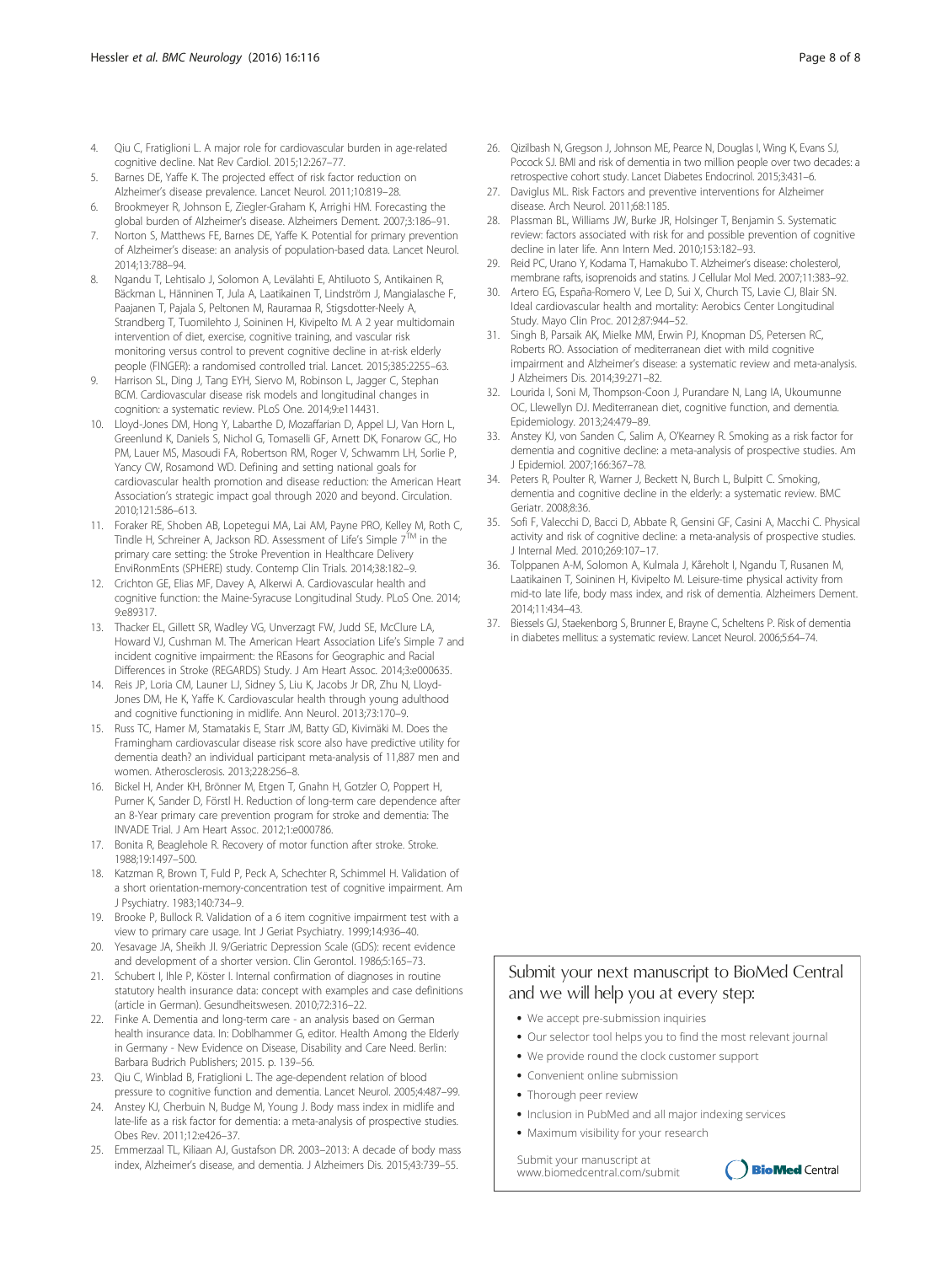4. Qiu C, Fratiglioni L. A major role for cardiovascular burden in age-related cognitive decline. Nat Rev Cardiol. 2015;12:267–77.
5. Barnes DE, Yaffe K. The projected effect of risk factor reduction on Alzheimer's disease prevalence. Lancet Neurol. 2011;10:819–28.
6. Brookmeyer R, Johnson E, Ziegler-Graham K, Arrighi HM. Forecasting the global burden of Alzheimer's disease. Alzheimers Dement. 2007;3:186–91.
7. Norton S, Matthews FE, Barnes DE, Yaffe K. Potential for primary prevention of Alzheimer's disease: an analysis of population-based data. Lancet Neurol. 2014;13:788–94.
8. Ngandu T, Lehtisalo J, Solomon A, Levälahti E, Ahtiluoto S, Antikainen R, Bäckman L, Hänninen T, Jula A, Laatikainen T, Lindström J, Mangialasche F, Paajanen T, Pajala S, Peltonen M, Rauramaa R, Stigsdotter-Neely A, Strandberg T, Tuomilehto J, Soininen H, Kivipelto M. A 2 year multidomain intervention of diet, exercise, cognitive training, and vascular risk monitoring versus control to prevent cognitive decline in at-risk elderly people (FINGER): a randomised controlled trial. Lancet. 2015;385:2255–63.
9. Harrison SL, Ding J, Tang EYH, Siervo M, Robinson L, Jagger C, Stephan BCM. Cardiovascular disease risk models and longitudinal changes in cognition: a systematic review. PLoS One. 2014;9:e114431.
10. Lloyd-Jones DM, Hong Y, Labarthe D, Mozaffarian D, Appel LJ, Van Horn L, Greenlund K, Daniels S, Nichol G, Tomaselli GF, Arnett DK, Fonarow GC, Ho PM, Lauer MS, Masoudi FA, Robertson RM, Roger V, Schwamm LH, Sorlie P, Yancy CW, Rosamond WD. Defining and setting national goals for cardiovascular health promotion and disease reduction: the American Heart Association's strategic impact goal through 2020 and beyond. Circulation. 2010;121:586–613.
11. Foraker RE, Shoben AB, Lopetegui MA, Lai AM, Payne PRO, Kelley M, Roth C, Tindle H, Schreiner A, Jackson RD. Assessment of Life's Simple 7™ in the primary care setting: the Stroke Prevention in Healthcare Delivery EnviRonmEnts (SPHERE) study. Contemp Clin Trials. 2014;38:182–9.
12. Crichton GE, Elias MF, Davey A, Alkerwi A. Cardiovascular health and cognitive function: the Maine-Syracuse Longitudinal Study. PLoS One. 2014; 9:e89317.
13. Thacker EL, Gillett SR, Wadley VG, Unverzagt FW, Judd SE, McClure LA, Howard VJ, Cushman M. The American Heart Association Life's Simple 7 and incident cognitive impairment: the REasons for Geographic and Racial Differences in Stroke (REGARDS) Study. J Am Heart Assoc. 2014;3:e000635.
14. Reis JP, Loria CM, Launer LJ, Sidney S, Liu K, Jacobs Jr DR, Zhu N, Lloyd-Jones DM, He K, Yaffe K. Cardiovascular health through young adulthood and cognitive functioning in midlife. Ann Neurol. 2013;73:170–9.
15. Russ TC, Hamer M, Stamatakis E, Starr JM, Batty GD, Kivimäki M. Does the Framingham cardiovascular disease risk score also have predictive utility for dementia death? an individual participant meta-analysis of 11,887 men and women. Atherosclerosis. 2013;228:256–8.
16. Bickel H, Ander KH, Brönner M, Etgen T, Gnahn H, Gotzler O, Poppert H, Purner K, Sander D, Förstl H. Reduction of long-term care dependence after an 8-Year primary care prevention program for stroke and dementia: The INVADE Trial. J Am Heart Assoc. 2012;1:e000786.
17. Bonita R, Beaglehole R. Recovery of motor function after stroke. Stroke. 1988;19:1497–500.
18. Katzman R, Brown T, Fuld P, Peck A, Schechter R, Schimmel H. Validation of a short orientation-memory-concentration test of cognitive impairment. Am J Psychiatry. 1983;140:734–9.
19. Brooke P, Bullock R. Validation of a 6 item cognitive impairment test with a view to primary care usage. Int J Geriat Psychiatry. 1999;14:936–40.
20. Yesavage JA, Sheikh JI. 9/Geriatric Depression Scale (GDS): recent evidence and development of a shorter version. Clin Gerontol. 1986;5:165–73.
21. Schubert I, Ihle P, Köster I. Internal confirmation of diagnoses in routine statutory health insurance data: concept with examples and case definitions (article in German). Gesundheitswesen. 2010;72:316–22.
22. Finke A. Dementia and long-term care - an analysis based on German health insurance data. In: Doblhammer G, editor. Health Among the Elderly in Germany - New Evidence on Disease, Disability and Care Need. Berlin: Barbara Budrich Publishers; 2015. p. 139–56.
23. Qiu C, Winblad B, Fratiglioni L. The age-dependent relation of blood pressure to cognitive function and dementia. Lancet Neurol. 2005;4:487–99.
24. Anstey KJ, Cherbuin N, Budge M, Young J. Body mass index in midlife and late-life as a risk factor for dementia: a meta-analysis of prospective studies. Obes Rev. 2011;12:e426–37.
25. Emmerzaal TL, Kiliaan AJ, Gustafson DR. 2003–2013: A decade of body mass index, Alzheimer's disease, and dementia. J Alzheimers Dis. 2015;43:739–55.
26. Qizilbash N, Gregson J, Johnson ME, Pearce N, Douglas I, Wing K, Evans SJ, Pocock SJ. BMI and risk of dementia in two million people over two decades: a retrospective cohort study. Lancet Diabetes Endocrinol. 2015;3:431–6.
27. Daviglus ML. Risk Factors and preventive interventions for Alzheimer disease. Arch Neurol. 2011;68:1185.
28. Plassman BL, Williams JW, Burke JR, Holsinger T, Benjamin S. Systematic review: factors associated with risk for and possible prevention of cognitive decline in later life. Ann Intern Med. 2010;153:182–93.
29. Reid PC, Urano Y, Kodama T, Hamakubo T. Alzheimer's disease: cholesterol, membrane rafts, isoprenoids and statins. J Cellular Mol Med. 2007;11:383–92.
30. Artero EG, España-Romero V, Lee D, Sui X, Church TS, Lavie CJ, Blair SN. Ideal cardiovascular health and mortality: Aerobics Center Longitudinal Study. Mayo Clin Proc. 2012;87:944–52.
31. Singh B, Parsaik AK, Mielke MM, Erwin PJ, Knopman DS, Petersen RC, Roberts RO. Association of mediterranean diet with mild cognitive impairment and Alzheimer's disease: a systematic review and meta-analysis. J Alzheimers Dis. 2014;39:271–82.
32. Lourida I, Soni M, Thompson-Coon J, Purandare N, Lang IA, Ukoumunne OC, Llewellyn DJ. Mediterranean diet, cognitive function, and dementia. Epidemiology. 2013;24:479–89.
33. Anstey KJ, von Sanden C, Salim A, O'Kearney R. Smoking as a risk factor for dementia and cognitive decline: a meta-analysis of prospective studies. Am J Epidemiol. 2007;166:367–78.
34. Peters R, Poulter R, Warner J, Beckett N, Burch L, Bulpitt C. Smoking, dementia and cognitive decline in the elderly: a systematic review. BMC Geriatr. 2008;8:36.
35. Sofi F, Valecchi D, Bacci D, Abbate R, Gensini GF, Casini A, Macchi C. Physical activity and risk of cognitive decline: a meta-analysis of prospective studies. J Internal Med. 2010;269:107–17.
36. Tolppanen A-M, Solomon A, Kulmala J, Kåreholt I, Ngandu T, Rusanen M, Laatikainen T, Soininen H, Kivipelto M. Leisure-time physical activity from mid-to late life, body mass index, and risk of dementia. Alzheimers Dement. 2014;11:434–43.
37. Biessels GJ, Staekenborg S, Brunner E, Brayne C, Scheltens P. Risk of dementia in diabetes mellitus: a systematic review. Lancet Neurol. 2006;5:64–74.

Submit your next manuscript to BioMed Central and we will help you at every step:

- We accept pre-submission inquiries
- Our selector tool helps you to find the most relevant journal
- We provide round the clock customer support
- Convenient online submission
- Thorough peer review
- Inclusion in PubMed and all major indexing services
- Maximum visibility for your research

Submit your manuscript at www.biomedcentral.com/submit

BioMed Central